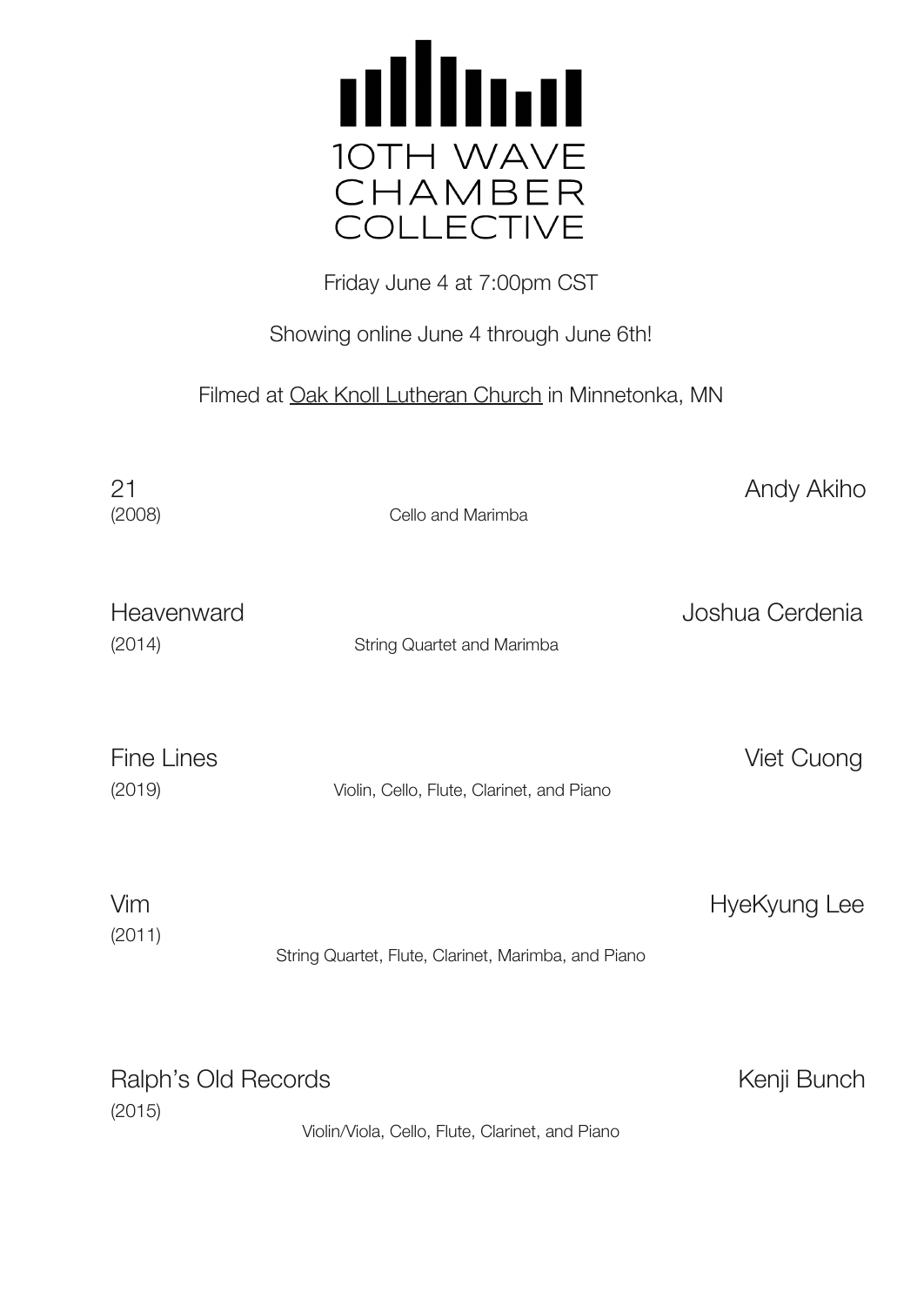# 10TH WAVE CHAMBER COLLECTIVE

Friday June 4 at 7:00pm CST

Showing online June 4 through June 6th!

Filmed at Oak Knoll Lutheran Church in Minnetonka, MN

**21** — Andy Akiho
(2008)
Cello and Marimba

**Heavenward** — Joshua Cerdenia
(2014)
String Quartet and Marimba

**Fine Lines** — Viet Cuong
(2019)
Violin, Cello, Flute, Clarinet, and Piano

**Vim** — HyeKyung Lee
(2011)
String Quartet, Flute, Clarinet, Marimba, and Piano

**Ralph's Old Records** — Kenji Bunch
(2015)
Violin/Viola, Cello, Flute, Clarinet, and Piano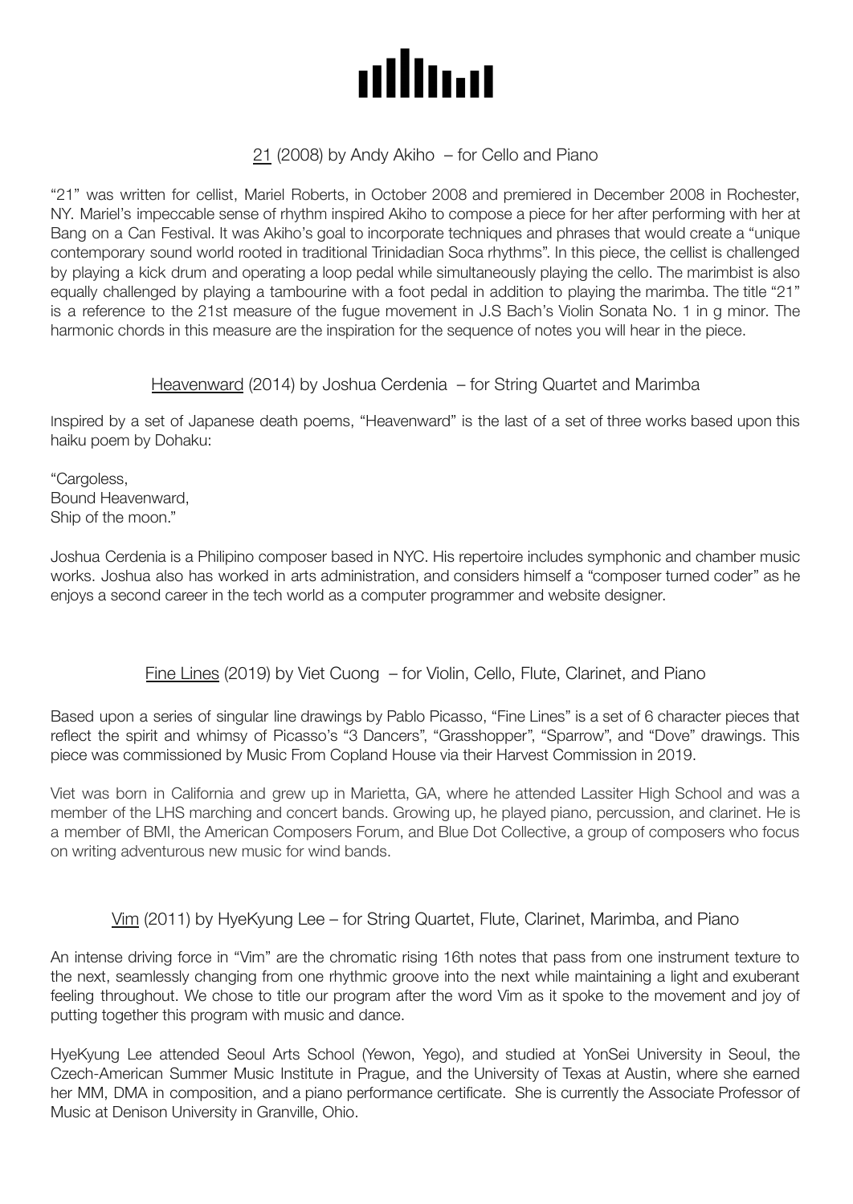## <u>21</u> (2008) by Andy Akiho – for Cello and Piano

"21" was written for cellist, Mariel Roberts, in October 2008 and premiered in December 2008 in Rochester, NY. Mariel's impeccable sense of rhythm inspired Akiho to compose a piece for her after performing with her at Bang on a Can Festival. It was Akiho's goal to incorporate techniques and phrases that would create a "unique contemporary sound world rooted in traditional Trinidadian Soca rhythms". In this piece, the cellist is challenged by playing a kick drum and operating a loop pedal while simultaneously playing the cello. The marimbist is also equally challenged by playing a tambourine with a foot pedal in addition to playing the marimba. The title "21" is a reference to the 21st measure of the fugue movement in J.S Bach's Violin Sonata No. 1 in g minor. The harmonic chords in this measure are the inspiration for the sequence of notes you will hear in the piece.

## <u>Heavenward</u> (2014) by Joshua Cerdenia – for String Quartet and Marimba

Inspired by a set of Japanese death poems, "Heavenward" is the last of a set of three works based upon this haiku poem by Dohaku:

"Cargoless,
Bound Heavenward,
Ship of the moon."

Joshua Cerdenia is a Philipino composer based in NYC. His repertoire includes symphonic and chamber music works. Joshua also has worked in arts administration, and considers himself a "composer turned coder" as he enjoys a second career in the tech world as a computer programmer and website designer.

## <u>Fine Lines</u> (2019) by Viet Cuong – for Violin, Cello, Flute, Clarinet, and Piano

Based upon a series of singular line drawings by Pablo Picasso, "Fine Lines" is a set of 6 character pieces that reflect the spirit and whimsy of Picasso's "3 Dancers", "Grasshopper", "Sparrow", and "Dove" drawings. This piece was commissioned by Music From Copland House via their Harvest Commission in 2019.

Viet was born in California and grew up in Marietta, GA, where he attended Lassiter High School and was a member of the LHS marching and concert bands. Growing up, he played piano, percussion, and clarinet. He is a member of BMI, the American Composers Forum, and Blue Dot Collective, a group of composers who focus on writing adventurous new music for wind bands.

## <u>Vim</u> (2011) by HyeKyung Lee – for String Quartet, Flute, Clarinet, Marimba, and Piano

An intense driving force in "Vim" are the chromatic rising 16th notes that pass from one instrument texture to the next, seamlessly changing from one rhythmic groove into the next while maintaining a light and exuberant feeling throughout. We chose to title our program after the word Vim as it spoke to the movement and joy of putting together this program with music and dance.

HyeKyung Lee attended Seoul Arts School (Yewon, Yego), and studied at YonSei University in Seoul, the Czech-American Summer Music Institute in Prague, and the University of Texas at Austin, where she earned her MM, DMA in composition, and a piano performance certificate. She is currently the Associate Professor of Music at Denison University in Granville, Ohio.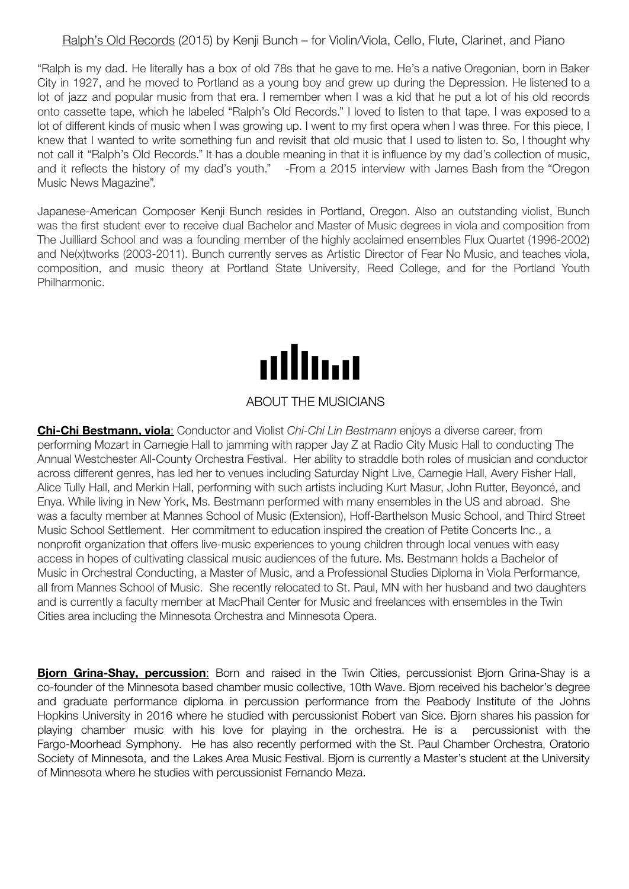Ralph's Old Records (2015) by Kenji Bunch – for Violin/Viola, Cello, Flute, Clarinet, and Piano

"Ralph is my dad. He literally has a box of old 78s that he gave to me. He's a native Oregonian, born in Baker City in 1927, and he moved to Portland as a young boy and grew up during the Depression. He listened to a lot of jazz and popular music from that era. I remember when I was a kid that he put a lot of his old records onto cassette tape, which he labeled "Ralph's Old Records." I loved to listen to that tape. I was exposed to a lot of different kinds of music when I was growing up. I went to my first opera when I was three. For this piece, I knew that I wanted to write something fun and revisit that old music that I used to listen to. So, I thought why not call it "Ralph's Old Records." It has a double meaning in that it is influence by my dad's collection of music, and it reflects the history of my dad's youth." -From a 2015 interview with James Bash from the "Oregon Music News Magazine".

Japanese-American Composer Kenji Bunch resides in Portland, Oregon. Also an outstanding violist, Bunch was the first student ever to receive dual Bachelor and Master of Music degrees in viola and composition from The Juilliard School and was a founding member of the highly acclaimed ensembles Flux Quartet (1996-2002) and Ne(x)tworks (2003-2011). Bunch currently serves as Artistic Director of Fear No Music, and teaches viola, composition, and music theory at Portland State University, Reed College, and for the Portland Youth Philharmonic.

## ABOUT THE MUSICIANS

**Chi-Chi Bestmann, viola**: Conductor and Violist *Chi-Chi Lin Bestmann* enjoys a diverse career, from performing Mozart in Carnegie Hall to jamming with rapper Jay Z at Radio City Music Hall to conducting The Annual Westchester All-County Orchestra Festival. Her ability to straddle both roles of musician and conductor across different genres, has led her to venues including Saturday Night Live, Carnegie Hall, Avery Fisher Hall, Alice Tully Hall, and Merkin Hall, performing with such artists including Kurt Masur, John Rutter, Beyoncé, and Enya. While living in New York, Ms. Bestmann performed with many ensembles in the US and abroad. She was a faculty member at Mannes School of Music (Extension), Hoff-Barthelson Music School, and Third Street Music School Settlement. Her commitment to education inspired the creation of Petite Concerts Inc., a nonprofit organization that offers live-music experiences to young children through local venues with easy access in hopes of cultivating classical music audiences of the future. Ms. Bestmann holds a Bachelor of Music in Orchestral Conducting, a Master of Music, and a Professional Studies Diploma in Viola Performance, all from Mannes School of Music. She recently relocated to St. Paul, MN with her husband and two daughters and is currently a faculty member at MacPhail Center for Music and freelances with ensembles in the Twin Cities area including the Minnesota Orchestra and Minnesota Opera.

**Bjorn Grina-Shay, percussion**: Born and raised in the Twin Cities, percussionist Bjorn Grina-Shay is a co-founder of the Minnesota based chamber music collective, 10th Wave. Bjorn received his bachelor's degree and graduate performance diploma in percussion performance from the Peabody Institute of the Johns Hopkins University in 2016 where he studied with percussionist Robert van Sice. Bjorn shares his passion for playing chamber music with his love for playing in the orchestra. He is a percussionist with the Fargo-Moorhead Symphony. He has also recently performed with the St. Paul Chamber Orchestra, Oratorio Society of Minnesota, and the Lakes Area Music Festival. Bjorn is currently a Master's student at the University of Minnesota where he studies with percussionist Fernando Meza.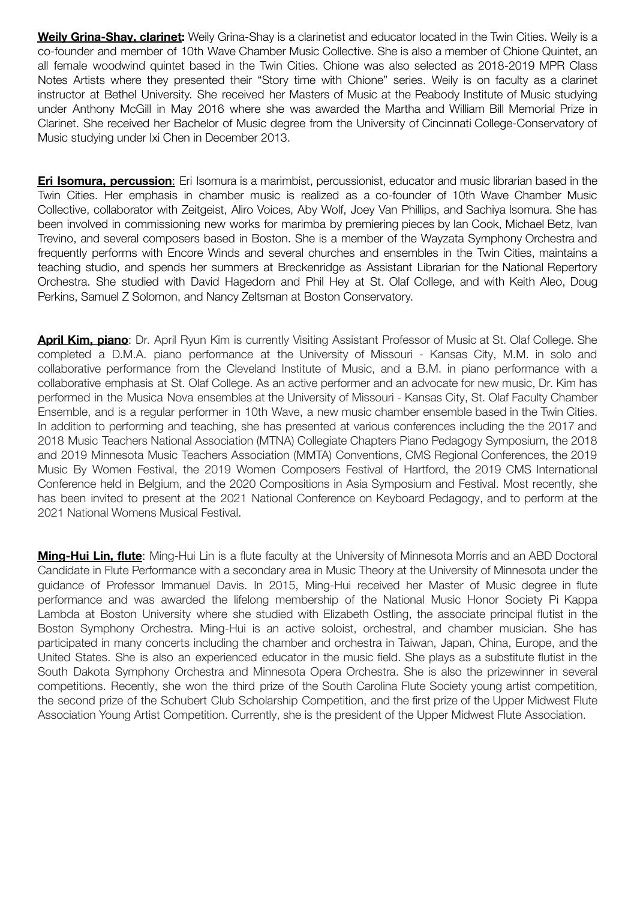**Weily Grina-Shay, clarinet:** Weily Grina-Shay is a clarinetist and educator located in the Twin Cities. Weily is a co-founder and member of 10th Wave Chamber Music Collective. She is also a member of Chione Quintet, an all female woodwind quintet based in the Twin Cities. Chione was also selected as 2018-2019 MPR Class Notes Artists where they presented their "Story time with Chione" series. Weily is on faculty as a clarinet instructor at Bethel University. She received her Masters of Music at the Peabody Institute of Music studying under Anthony McGill in May 2016 where she was awarded the Martha and William Bill Memorial Prize in Clarinet. She received her Bachelor of Music degree from the University of Cincinnati College-Conservatory of Music studying under Ixi Chen in December 2013.

**Eri Isomura, percussion**: Eri Isomura is a marimbist, percussionist, educator and music librarian based in the Twin Cities. Her emphasis in chamber music is realized as a co-founder of 10th Wave Chamber Music Collective, collaborator with Zeitgeist, Aliro Voices, Aby Wolf, Joey Van Phillips, and Sachiya Isomura. She has been involved in commissioning new works for marimba by premiering pieces by Ian Cook, Michael Betz, Ivan Trevino, and several composers based in Boston. She is a member of the Wayzata Symphony Orchestra and frequently performs with Encore Winds and several churches and ensembles in the Twin Cities, maintains a teaching studio, and spends her summers at Breckenridge as Assistant Librarian for the National Repertory Orchestra. She studied with David Hagedorn and Phil Hey at St. Olaf College, and with Keith Aleo, Doug Perkins, Samuel Z Solomon, and Nancy Zeltsman at Boston Conservatory.

**April Kim, piano**: Dr. April Ryun Kim is currently Visiting Assistant Professor of Music at St. Olaf College. She completed a D.M.A. piano performance at the University of Missouri - Kansas City, M.M. in solo and collaborative performance from the Cleveland Institute of Music, and a B.M. in piano performance with a collaborative emphasis at St. Olaf College. As an active performer and an advocate for new music, Dr. Kim has performed in the Musica Nova ensembles at the University of Missouri - Kansas City, St. Olaf Faculty Chamber Ensemble, and is a regular performer in 10th Wave, a new music chamber ensemble based in the Twin Cities. In addition to performing and teaching, she has presented at various conferences including the the 2017 and 2018 Music Teachers National Association (MTNA) Collegiate Chapters Piano Pedagogy Symposium, the 2018 and 2019 Minnesota Music Teachers Association (MMTA) Conventions, CMS Regional Conferences, the 2019 Music By Women Festival, the 2019 Women Composers Festival of Hartford, the 2019 CMS International Conference held in Belgium, and the 2020 Compositions in Asia Symposium and Festival. Most recently, she has been invited to present at the 2021 National Conference on Keyboard Pedagogy, and to perform at the 2021 National Womens Musical Festival.

**Ming-Hui Lin, flute**: Ming-Hui Lin is a flute faculty at the University of Minnesota Morris and an ABD Doctoral Candidate in Flute Performance with a secondary area in Music Theory at the University of Minnesota under the guidance of Professor Immanuel Davis. In 2015, Ming-Hui received her Master of Music degree in flute performance and was awarded the lifelong membership of the National Music Honor Society Pi Kappa Lambda at Boston University where she studied with Elizabeth Ostling, the associate principal flutist in the Boston Symphony Orchestra. Ming-Hui is an active soloist, orchestral, and chamber musician. She has participated in many concerts including the chamber and orchestra in Taiwan, Japan, China, Europe, and the United States. She is also an experienced educator in the music field. She plays as a substitute flutist in the South Dakota Symphony Orchestra and Minnesota Opera Orchestra. She is also the prizewinner in several competitions. Recently, she won the third prize of the South Carolina Flute Society young artist competition, the second prize of the Schubert Club Scholarship Competition, and the first prize of the Upper Midwest Flute Association Young Artist Competition. Currently, she is the president of the Upper Midwest Flute Association.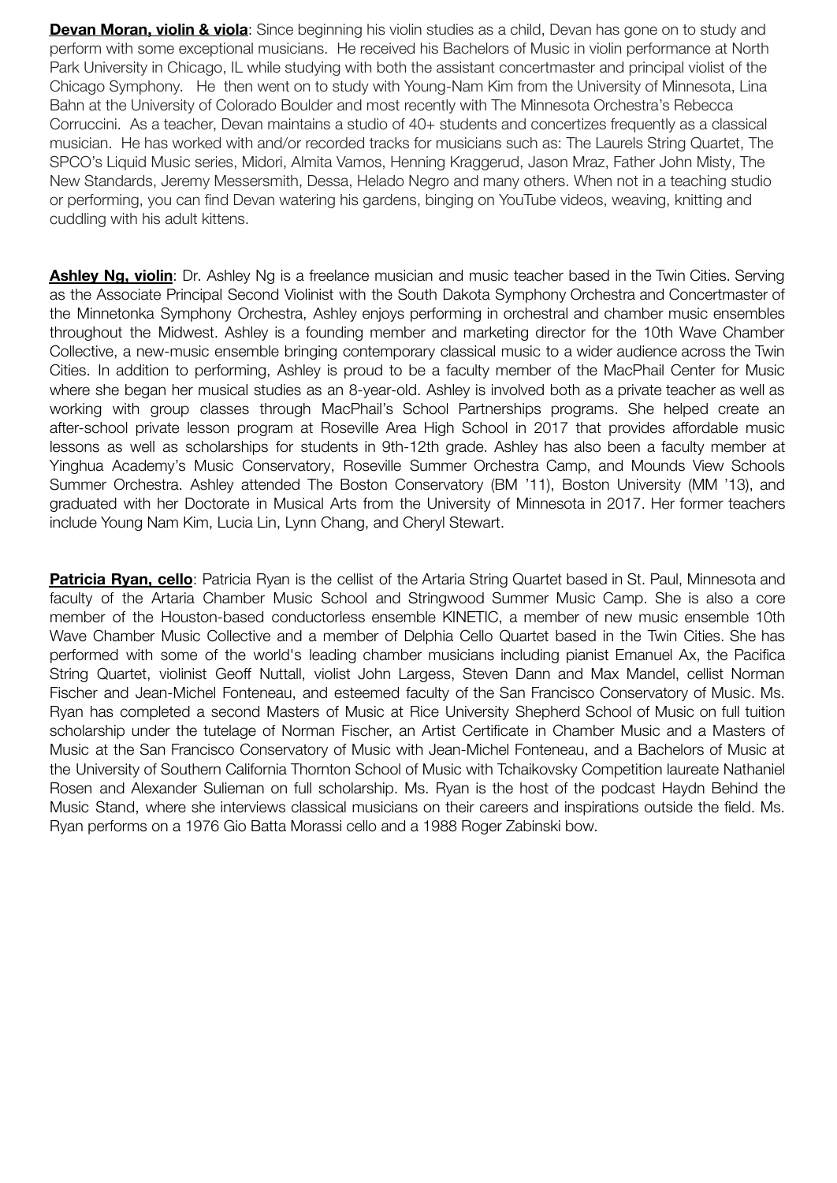**Devan Moran, violin & viola**: Since beginning his violin studies as a child, Devan has gone on to study and perform with some exceptional musicians. He received his Bachelors of Music in violin performance at North Park University in Chicago, IL while studying with both the assistant concertmaster and principal violist of the Chicago Symphony. He then went on to study with Young-Nam Kim from the University of Minnesota, Lina Bahn at the University of Colorado Boulder and most recently with The Minnesota Orchestra's Rebecca Corruccini. As a teacher, Devan maintains a studio of 40+ students and concertizes frequently as a classical musician. He has worked with and/or recorded tracks for musicians such as: The Laurels String Quartet, The SPCO's Liquid Music series, Midori, Almita Vamos, Henning Kraggerud, Jason Mraz, Father John Misty, The New Standards, Jeremy Messersmith, Dessa, Helado Negro and many others. When not in a teaching studio or performing, you can find Devan watering his gardens, binging on YouTube videos, weaving, knitting and cuddling with his adult kittens.

**Ashley Ng, violin**: Dr. Ashley Ng is a freelance musician and music teacher based in the Twin Cities. Serving as the Associate Principal Second Violinist with the South Dakota Symphony Orchestra and Concertmaster of the Minnetonka Symphony Orchestra, Ashley enjoys performing in orchestral and chamber music ensembles throughout the Midwest. Ashley is a founding member and marketing director for the 10th Wave Chamber Collective, a new-music ensemble bringing contemporary classical music to a wider audience across the Twin Cities. In addition to performing, Ashley is proud to be a faculty member of the MacPhail Center for Music where she began her musical studies as an 8-year-old. Ashley is involved both as a private teacher as well as working with group classes through MacPhail's School Partnerships programs. She helped create an after-school private lesson program at Roseville Area High School in 2017 that provides affordable music lessons as well as scholarships for students in 9th-12th grade. Ashley has also been a faculty member at Yinghua Academy's Music Conservatory, Roseville Summer Orchestra Camp, and Mounds View Schools Summer Orchestra. Ashley attended The Boston Conservatory (BM '11), Boston University (MM '13), and graduated with her Doctorate in Musical Arts from the University of Minnesota in 2017. Her former teachers include Young Nam Kim, Lucia Lin, Lynn Chang, and Cheryl Stewart.

**Patricia Ryan, cello**: Patricia Ryan is the cellist of the Artaria String Quartet based in St. Paul, Minnesota and faculty of the Artaria Chamber Music School and Stringwood Summer Music Camp. She is also a core member of the Houston-based conductorless ensemble KINETIC, a member of new music ensemble 10th Wave Chamber Music Collective and a member of Delphia Cello Quartet based in the Twin Cities. She has performed with some of the world's leading chamber musicians including pianist Emanuel Ax, the Pacifica String Quartet, violinist Geoff Nuttall, violist John Largess, Steven Dann and Max Mandel, cellist Norman Fischer and Jean-Michel Fonteneau, and esteemed faculty of the San Francisco Conservatory of Music. Ms. Ryan has completed a second Masters of Music at Rice University Shepherd School of Music on full tuition scholarship under the tutelage of Norman Fischer, an Artist Certificate in Chamber Music and a Masters of Music at the San Francisco Conservatory of Music with Jean-Michel Fonteneau, and a Bachelors of Music at the University of Southern California Thornton School of Music with Tchaikovsky Competition laureate Nathaniel Rosen and Alexander Sulieman on full scholarship. Ms. Ryan is the host of the podcast Haydn Behind the Music Stand, where she interviews classical musicians on their careers and inspirations outside the field. Ms. Ryan performs on a 1976 Gio Batta Morassi cello and a 1988 Roger Zabinski bow.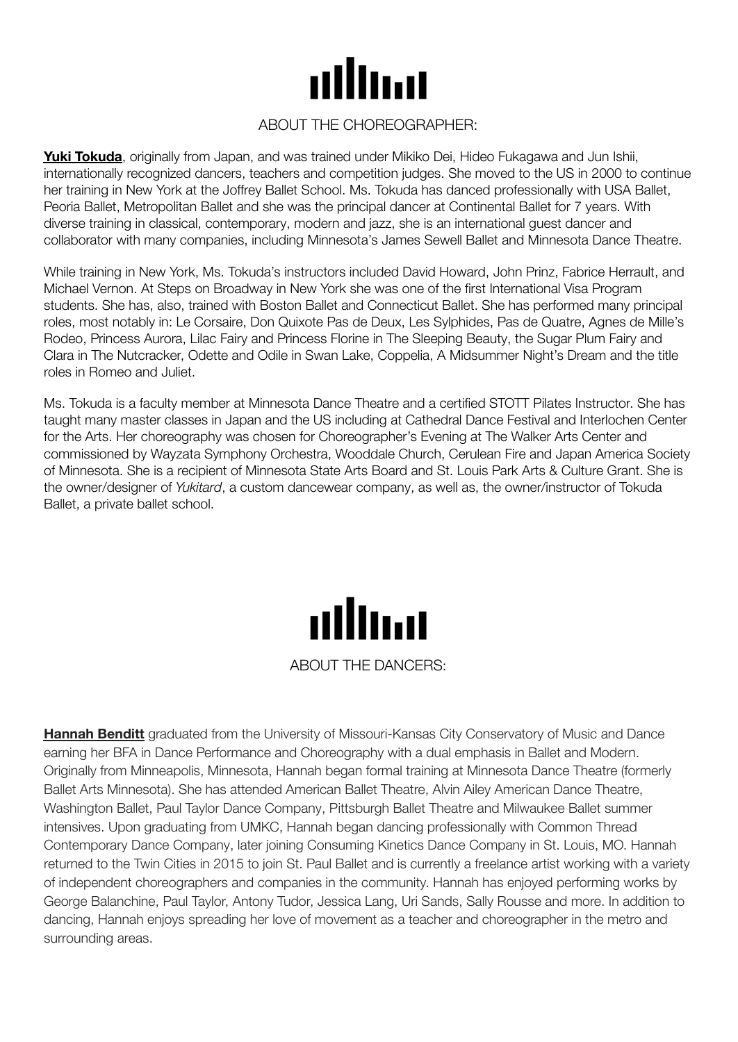## ABOUT THE CHOREOGRAPHER:

**Yuki Tokuda**, originally from Japan, and was trained under Mikiko Dei, Hideo Fukagawa and Jun Ishii, internationally recognized dancers, teachers and competition judges. She moved to the US in 2000 to continue her training in New York at the Joffrey Ballet School. Ms. Tokuda has danced professionally with USA Ballet, Peoria Ballet, Metropolitan Ballet and she was the principal dancer at Continental Ballet for 7 years. With diverse training in classical, contemporary, modern and jazz, she is an international guest dancer and collaborator with many companies, including Minnesota's James Sewell Ballet and Minnesota Dance Theatre.

While training in New York, Ms. Tokuda's instructors included David Howard, John Prinz, Fabrice Herrault, and Michael Vernon. At Steps on Broadway in New York she was one of the first International Visa Program students. She has, also, trained with Boston Ballet and Connecticut Ballet. She has performed many principal roles, most notably in: Le Corsaire, Don Quixote Pas de Deux, Les Sylphides, Pas de Quatre, Agnes de Mille's Rodeo, Princess Aurora, Lilac Fairy and Princess Florine in The Sleeping Beauty, the Sugar Plum Fairy and Clara in The Nutcracker, Odette and Odile in Swan Lake, Coppelia, A Midsummer Night's Dream and the title roles in Romeo and Juliet.

Ms. Tokuda is a faculty member at Minnesota Dance Theatre and a certified STOTT Pilates Instructor. She has taught many master classes in Japan and the US including at Cathedral Dance Festival and Interlochen Center for the Arts. Her choreography was chosen for Choreographer's Evening at The Walker Arts Center and commissioned by Wayzata Symphony Orchestra, Wooddale Church, Cerulean Fire and Japan America Society of Minnesota. She is a recipient of Minnesota State Arts Board and St. Louis Park Arts & Culture Grant. She is the owner/designer of *Yukitard*, a custom dancewear company, as well as, the owner/instructor of Tokuda Ballet, a private ballet school.

## ABOUT THE DANCERS:

**Hannah Benditt** graduated from the University of Missouri-Kansas City Conservatory of Music and Dance earning her BFA in Dance Performance and Choreography with a dual emphasis in Ballet and Modern. Originally from Minneapolis, Minnesota, Hannah began formal training at Minnesota Dance Theatre (formerly Ballet Arts Minnesota). She has attended American Ballet Theatre, Alvin Ailey American Dance Theatre, Washington Ballet, Paul Taylor Dance Company, Pittsburgh Ballet Theatre and Milwaukee Ballet summer intensives. Upon graduating from UMKC, Hannah began dancing professionally with Common Thread Contemporary Dance Company, later joining Consuming Kinetics Dance Company in St. Louis, MO. Hannah returned to the Twin Cities in 2015 to join St. Paul Ballet and is currently a freelance artist working with a variety of independent choreographers and companies in the community. Hannah has enjoyed performing works by George Balanchine, Paul Taylor, Antony Tudor, Jessica Lang, Uri Sands, Sally Rousse and more. In addition to dancing, Hannah enjoys spreading her love of movement as a teacher and choreographer in the metro and surrounding areas.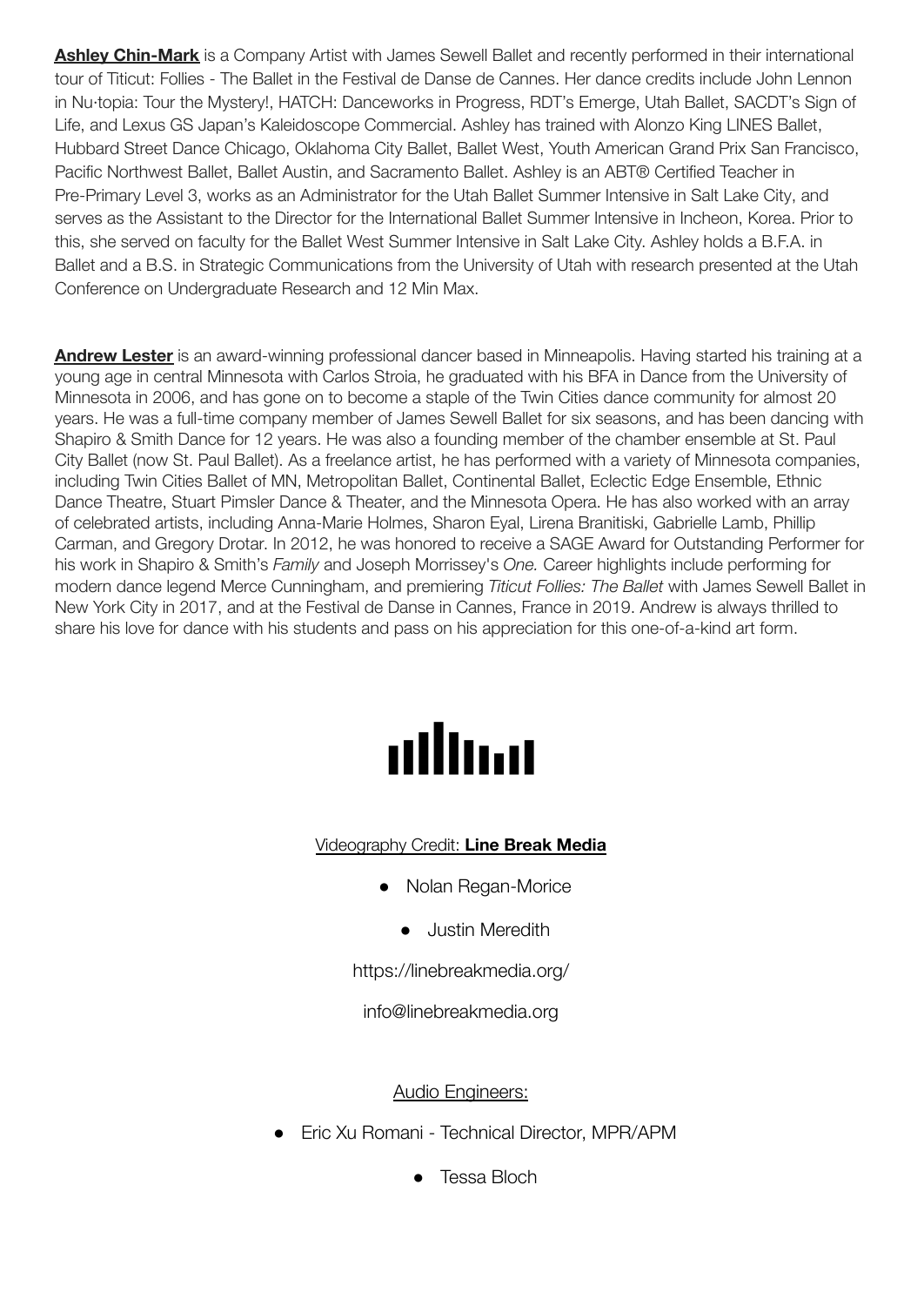**Ashley Chin-Mark** is a Company Artist with James Sewell Ballet and recently performed in their international tour of Titicut: Follies - The Ballet in the Festival de Danse de Cannes. Her dance credits include John Lennon in Nu·topia: Tour the Mystery!, HATCH: Danceworks in Progress, RDT's Emerge, Utah Ballet, SACDT's Sign of Life, and Lexus GS Japan's Kaleidoscope Commercial. Ashley has trained with Alonzo King LINES Ballet, Hubbard Street Dance Chicago, Oklahoma City Ballet, Ballet West, Youth American Grand Prix San Francisco, Pacific Northwest Ballet, Ballet Austin, and Sacramento Ballet. Ashley is an ABT® Certified Teacher in Pre-Primary Level 3, works as an Administrator for the Utah Ballet Summer Intensive in Salt Lake City, and serves as the Assistant to the Director for the International Ballet Summer Intensive in Incheon, Korea. Prior to this, she served on faculty for the Ballet West Summer Intensive in Salt Lake City. Ashley holds a B.F.A. in Ballet and a B.S. in Strategic Communications from the University of Utah with research presented at the Utah Conference on Undergraduate Research and 12 Min Max.

**Andrew Lester** is an award-winning professional dancer based in Minneapolis. Having started his training at a young age in central Minnesota with Carlos Stroia, he graduated with his BFA in Dance from the University of Minnesota in 2006, and has gone on to become a staple of the Twin Cities dance community for almost 20 years. He was a full-time company member of James Sewell Ballet for six seasons, and has been dancing with Shapiro & Smith Dance for 12 years. He was also a founding member of the chamber ensemble at St. Paul City Ballet (now St. Paul Ballet). As a freelance artist, he has performed with a variety of Minnesota companies, including Twin Cities Ballet of MN, Metropolitan Ballet, Continental Ballet, Eclectic Edge Ensemble, Ethnic Dance Theatre, Stuart Pimsler Dance & Theater, and the Minnesota Opera. He has also worked with an array of celebrated artists, including Anna-Marie Holmes, Sharon Eyal, Lirena Branitiski, Gabrielle Lamb, Phillip Carman, and Gregory Drotar. In 2012, he was honored to receive a SAGE Award for Outstanding Performer for his work in Shapiro & Smith's *Family* and Joseph Morrissey's *One.* Career highlights include performing for modern dance legend Merce Cunningham, and premiering *Titicut Follies: The Ballet* with James Sewell Ballet in New York City in 2017, and at the Festival de Danse in Cannes, France in 2019. Andrew is always thrilled to share his love for dance with his students and pass on his appreciation for this one-of-a-kind art form.

Videography Credit: **Line Break Media**

- Nolan Regan-Morice
- Justin Meredith

https://linebreakmedia.org/

info@linebreakmedia.org

Audio Engineers:

- Eric Xu Romani - Technical Director, MPR/APM
- Tessa Bloch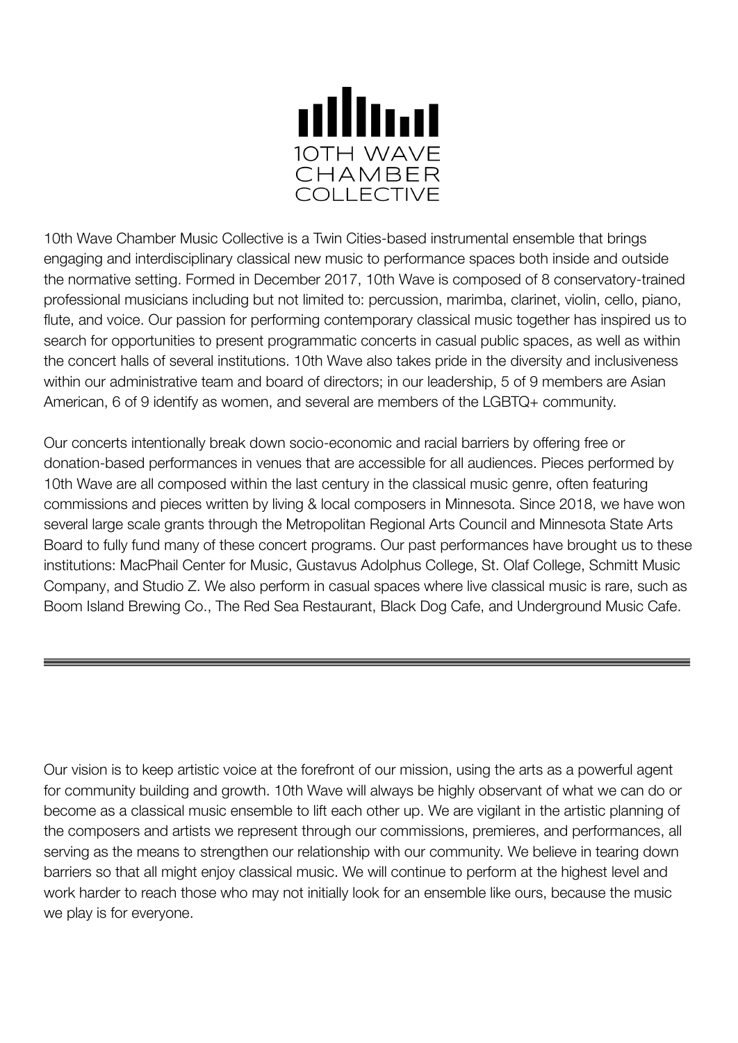# 10TH WAVE CHAMBER COLLECTIVE

10th Wave Chamber Music Collective is a Twin Cities-based instrumental ensemble that brings engaging and interdisciplinary classical new music to performance spaces both inside and outside the normative setting. Formed in December 2017, 10th Wave is composed of 8 conservatory-trained professional musicians including but not limited to: percussion, marimba, clarinet, violin, cello, piano, flute, and voice. Our passion for performing contemporary classical music together has inspired us to search for opportunities to present programmatic concerts in casual public spaces, as well as within the concert halls of several institutions. 10th Wave also takes pride in the diversity and inclusiveness within our administrative team and board of directors; in our leadership, 5 of 9 members are Asian American, 6 of 9 identify as women, and several are members of the LGBTQ+ community.

Our concerts intentionally break down socio-economic and racial barriers by offering free or donation-based performances in venues that are accessible for all audiences. Pieces performed by 10th Wave are all composed within the last century in the classical music genre, often featuring commissions and pieces written by living & local composers in Minnesota. Since 2018, we have won several large scale grants through the Metropolitan Regional Arts Council and Minnesota State Arts Board to fully fund many of these concert programs. Our past performances have brought us to these institutions: MacPhail Center for Music, Gustavus Adolphus College, St. Olaf College, Schmitt Music Company, and Studio Z. We also perform in casual spaces where live classical music is rare, such as Boom Island Brewing Co., The Red Sea Restaurant, Black Dog Cafe, and Underground Music Cafe.

---

Our vision is to keep artistic voice at the forefront of our mission, using the arts as a powerful agent for community building and growth. 10th Wave will always be highly observant of what we can do or become as a classical music ensemble to lift each other up. We are vigilant in the artistic planning of the composers and artists we represent through our commissions, premieres, and performances, all serving as the means to strengthen our relationship with our community. We believe in tearing down barriers so that all might enjoy classical music. We will continue to perform at the highest level and work harder to reach those who may not initially look for an ensemble like ours, because the music we play is for everyone.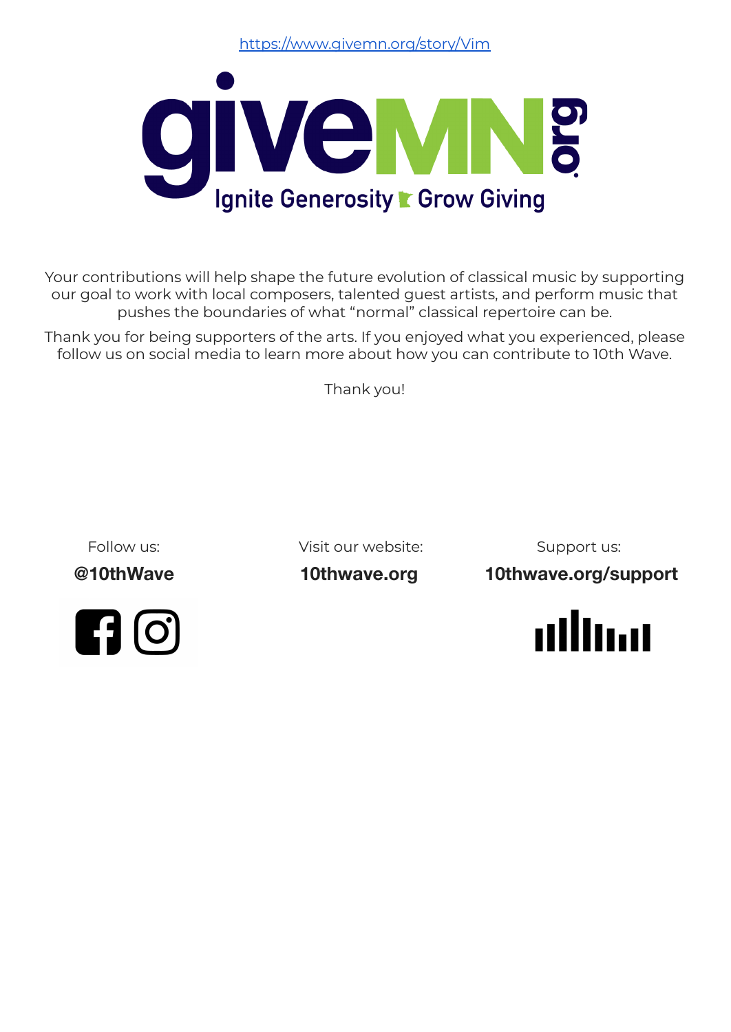https://www.givemn.org/story/Vim

giveMN.org
Ignite Generosity Grow Giving

Your contributions will help shape the future evolution of classical music by supporting our goal to work with local composers, talented guest artists, and perform music that pushes the boundaries of what "normal" classical repertoire can be.

Thank you for being supporters of the arts. If you enjoyed what you experienced, please follow us on social media to learn more about how you can contribute to 10th Wave.

Thank you!

Follow us:

**@10thWave**

Visit our website:

**10thwave.org**

Support us:

**10thwave.org/support**